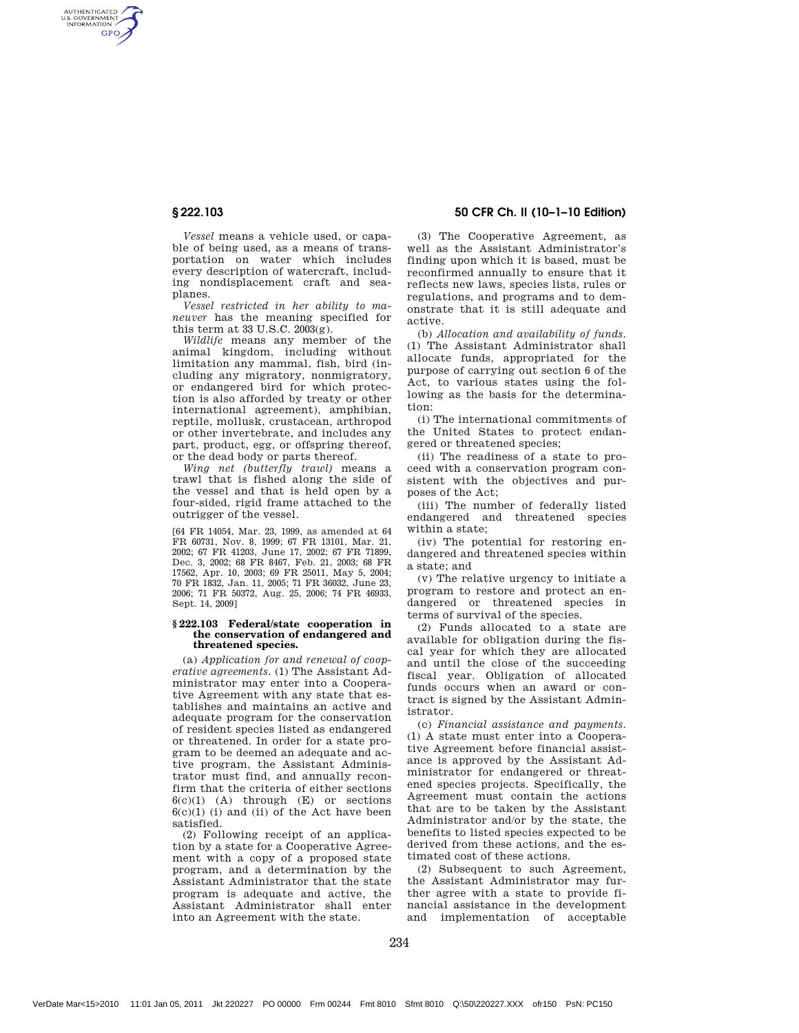*Vessel* means a vehicle used, or capable of being used, as a means of transportation on water which includes every description of watercraft, including nondisplacement craft and seaplanes.

*Vessel restricted in her ability to maneuver* has the meaning specified for this term at 33 U.S.C. 2003(g).

*Wildlife* means any member of the animal kingdom, including without limitation any mammal, fish, bird (including any migratory, nonmigratory, or endangered bird for which protection is also afforded by treaty or other international agreement), amphibian, reptile, mollusk, crustacean, arthropod or other invertebrate, and includes any part, product, egg, or offspring thereof, or the dead body or parts thereof.

*Wing net (butterfly trawl)* means a trawl that is fished along the side of the vessel and that is held open by a four-sided, rigid frame attached to the outrigger of the vessel.

[64 FR 14054, Mar. 23, 1999, as amended at 64 FR 60731, Nov. 8, 1999; 67 FR 13101, Mar. 21, 2002; 67 FR 41203, June 17, 2002; 67 FR 71899, Dec. 3, 2002; 68 FR 8467, Feb. 21, 2003; 68 FR 17562, Apr. 10, 2003; 69 FR 25011, May 5, 2004; 70 FR 1832, Jan. 11, 2005; 71 FR 36032, June 23, 2006; 71 FR 50372, Aug. 25, 2006; 74 FR 46933, Sept. 14, 2009]

## § 222.103 Federal/state cooperation in the conservation of endangered and threatened species.

(a) *Application for and renewal of cooperative agreements.* (1) The Assistant Administrator may enter into a Cooperative Agreement with any state that establishes and maintains an active and adequate program for the conservation of resident species listed as endangered or threatened. In order for a state program to be deemed an adequate and active program, the Assistant Administrator must find, and annually reconfirm that the criteria of either sections 6(c)(1) (A) through (E) or sections 6(c)(1) (i) and (ii) of the Act have been satisfied.

(2) Following receipt of an application by a state for a Cooperative Agreement with a copy of a proposed state program, and a determination by the Assistant Administrator that the state program is adequate and active, the Assistant Administrator shall enter into an Agreement with the state.

(3) The Cooperative Agreement, as well as the Assistant Administrator's finding upon which it is based, must be reconfirmed annually to ensure that it reflects new laws, species lists, rules or regulations, and programs and to demonstrate that it is still adequate and active.

(b) *Allocation and availability of funds.* (1) The Assistant Administrator shall allocate funds, appropriated for the purpose of carrying out section 6 of the Act, to various states using the following as the basis for the determination:

(i) The international commitments of the United States to protect endangered or threatened species;

(ii) The readiness of a state to proceed with a conservation program consistent with the objectives and purposes of the Act;

(iii) The number of federally listed endangered and threatened species within a state;

(iv) The potential for restoring endangered and threatened species within a state; and

(v) The relative urgency to initiate a program to restore and protect an endangered or threatened species in terms of survival of the species.

(2) Funds allocated to a state are available for obligation during the fiscal year for which they are allocated and until the close of the succeeding fiscal year. Obligation of allocated funds occurs when an award or contract is signed by the Assistant Administrator.

(c) *Financial assistance and payments.* (1) A state must enter into a Cooperative Agreement before financial assistance is approved by the Assistant Administrator for endangered or threatened species projects. Specifically, the Agreement must contain the actions that are to be taken by the Assistant Administrator and/or by the state, the benefits to listed species expected to be derived from these actions, and the estimated cost of these actions.

(2) Subsequent to such Agreement, the Assistant Administrator may further agree with a state to provide financial assistance in the development and implementation of acceptable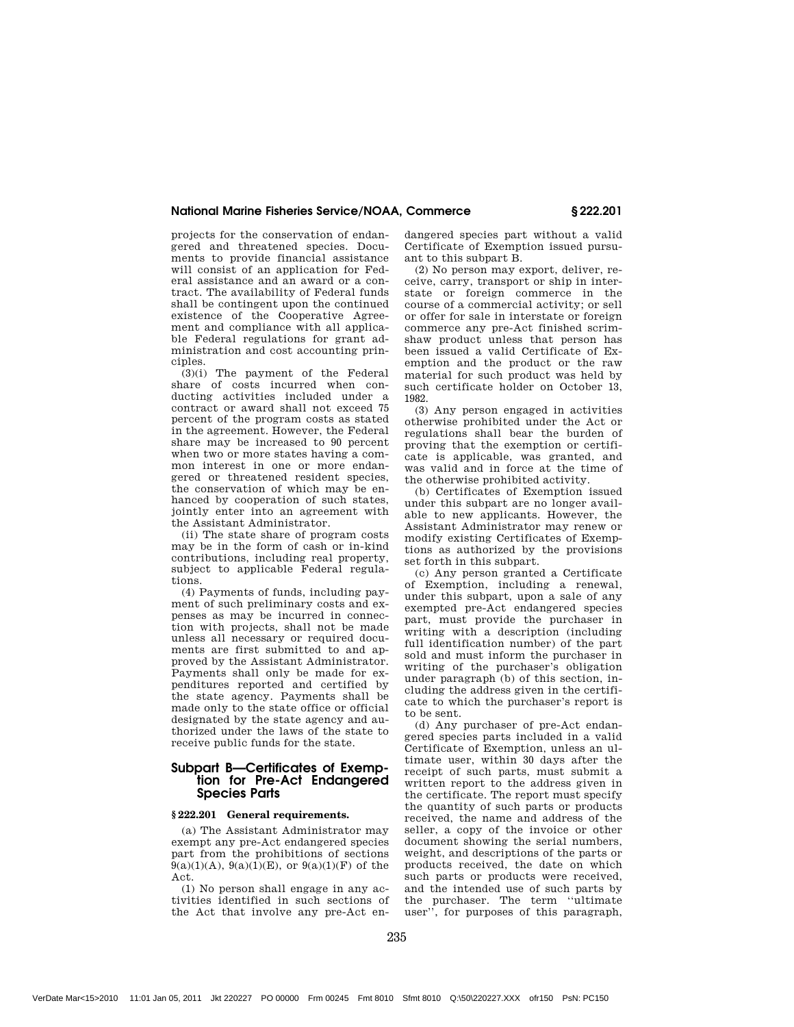projects for the conservation of endangered and threatened species. Documents to provide financial assistance will consist of an application for Federal assistance and an award or a contract. The availability of Federal funds shall be contingent upon the continued existence of the Cooperative Agreement and compliance with all applicable Federal regulations for grant administration and cost accounting principles.

(3)(i) The payment of the Federal share of costs incurred when conducting activities included under a contract or award shall not exceed 75 percent of the program costs as stated in the agreement. However, the Federal share may be increased to 90 percent when two or more states having a common interest in one or more endangered or threatened resident species, the conservation of which may be enhanced by cooperation of such states, jointly enter into an agreement with the Assistant Administrator.

(ii) The state share of program costs may be in the form of cash or in-kind contributions, including real property, subject to applicable Federal regulations.

(4) Payments of funds, including payment of such preliminary costs and expenses as may be incurred in connection with projects, shall not be made unless all necessary or required documents are first submitted to and approved by the Assistant Administrator. Payments shall only be made for expenditures reported and certified by the state agency. Payments shall be made only to the state office or official designated by the state agency and authorized under the laws of the state to receive public funds for the state.

## Subpart B—Certificates of Exemption for Pre-Act Endangered Species Parts

### § 222.201 General requirements.

(a) The Assistant Administrator may exempt any pre-Act endangered species part from the prohibitions of sections 9(a)(1)(A), 9(a)(1)(E), or 9(a)(1)(F) of the Act.

(1) No person shall engage in any activities identified in such sections of the Act that involve any pre-Act endangered species part without a valid Certificate of Exemption issued pursuant to this subpart B.

(2) No person may export, deliver, receive, carry, transport or ship in interstate or foreign commerce in the course of a commercial activity; or sell or offer for sale in interstate or foreign commerce any pre-Act finished scrimshaw product unless that person has been issued a valid Certificate of Exemption and the product or the raw material for such product was held by such certificate holder on October 13, 1982.

(3) Any person engaged in activities otherwise prohibited under the Act or regulations shall bear the burden of proving that the exemption or certificate is applicable, was granted, and was valid and in force at the time of the otherwise prohibited activity.

(b) Certificates of Exemption issued under this subpart are no longer available to new applicants. However, the Assistant Administrator may renew or modify existing Certificates of Exemptions as authorized by the provisions set forth in this subpart.

(c) Any person granted a Certificate of Exemption, including a renewal, under this subpart, upon a sale of any exempted pre-Act endangered species part, must provide the purchaser in writing with a description (including full identification number) of the part sold and must inform the purchaser in writing of the purchaser's obligation under paragraph (b) of this section, including the address given in the certificate to which the purchaser's report is to be sent.

(d) Any purchaser of pre-Act endangered species parts included in a valid Certificate of Exemption, unless an ultimate user, within 30 days after the receipt of such parts, must submit a written report to the address given in the certificate. The report must specify the quantity of such parts or products received, the name and address of the seller, a copy of the invoice or other document showing the serial numbers, weight, and descriptions of the parts or products received, the date on which such parts or products were received, and the intended use of such parts by the purchaser. The term ''ultimate user'', for purposes of this paragraph,